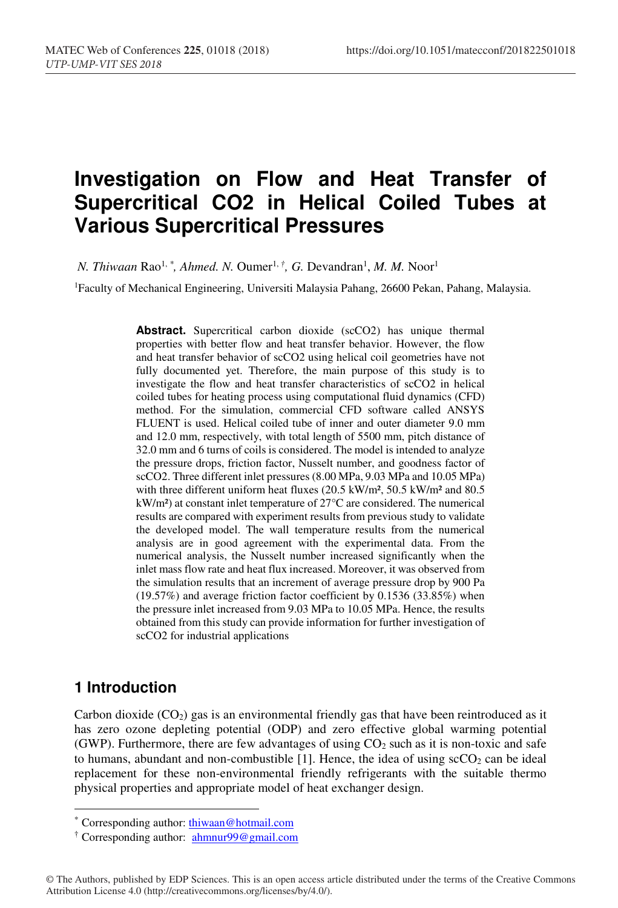# Investigation on Flow and Heat Transfer of Supercritical CO2 in Helical Coiled Tubes at Various Supercritical Pressures

*N. Thiwaan* Rao[1,*], *Ahmed. N.* Oumer[1,†], *G.* Devandran[1], *M. M.* Noor[1]

[1]Faculty of Mechanical Engineering, Universiti Malaysia Pahang, 26600 Pekan, Pahang, Malaysia.

**Abstract.** Supercritical carbon dioxide (scCO2) has unique thermal properties with better flow and heat transfer behavior. However, the flow and heat transfer behavior of scCO2 using helical coil geometries have not fully documented yet. Therefore, the main purpose of this study is to investigate the flow and heat transfer characteristics of scCO2 in helical coiled tubes for heating process using computational fluid dynamics (CFD) method. For the simulation, commercial CFD software called ANSYS FLUENT is used. Helical coiled tube of inner and outer diameter 9.0 mm and 12.0 mm, respectively, with total length of 5500 mm, pitch distance of 32.0 mm and 6 turns of coils is considered. The model is intended to analyze the pressure drops, friction factor, Nusselt number, and goodness factor of scCO2. Three different inlet pressures (8.00 MPa, 9.03 MPa and 10.05 MPa) with three different uniform heat fluxes (20.5 kW/m², 50.5 kW/m² and 80.5 kW/m²) at constant inlet temperature of 27°C are considered. The numerical results are compared with experiment results from previous study to validate the developed model. The wall temperature results from the numerical analysis are in good agreement with the experimental data. From the numerical analysis, the Nusselt number increased significantly when the inlet mass flow rate and heat flux increased. Moreover, it was observed from the simulation results that an increment of average pressure drop by 900 Pa (19.57%) and average friction factor coefficient by 0.1536 (33.85%) when the pressure inlet increased from 9.03 MPa to 10.05 MPa. Hence, the results obtained from this study can provide information for further investigation of scCO2 for industrial applications

## 1 Introduction

Carbon dioxide ($CO_2$) gas is an environmental friendly gas that have been reintroduced as it has zero ozone depleting potential (ODP) and zero effective global warming potential (GWP). Furthermore, there are few advantages of using $CO_2$ such as it is non-toxic and safe to humans, abundant and non-combustible [1]. Hence, the idea of using $scCO_2$ can be ideal replacement for these non-environmental friendly refrigerants with the suitable thermo physical properties and appropriate model of heat exchanger design.

---

[*] Corresponding author: thiwaan@hotmail.com

[†] Corresponding author: ahmnur99@gmail.com

© The Authors, published by EDP Sciences. This is an open access article distributed under the terms of the Creative Commons Attribution License 4.0 (http://creativecommons.org/licenses/by/4.0/).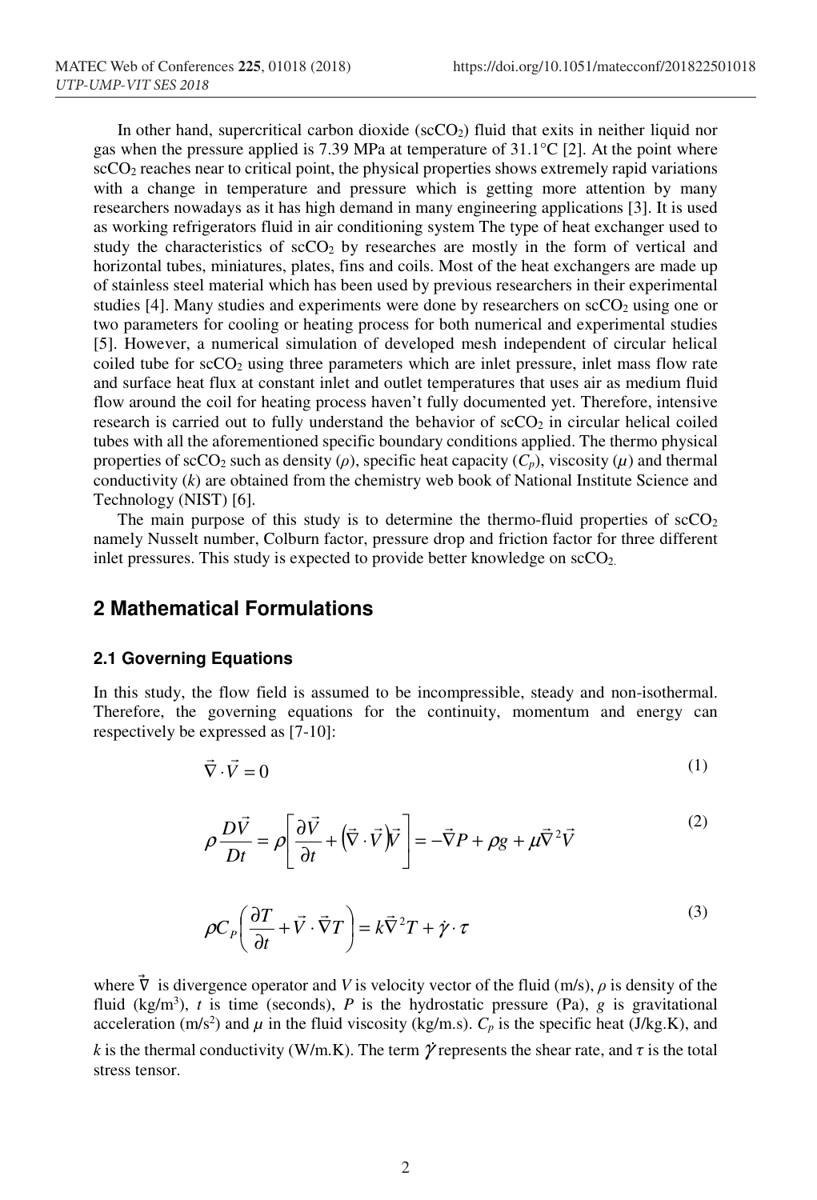In other hand, supercritical carbon dioxide ($scCO_2$) fluid that exits in neither liquid nor gas when the pressure applied is 7.39 MPa at temperature of 31.1°C [2]. At the point where $scCO_2$ reaches near to critical point, the physical properties shows extremely rapid variations with a change in temperature and pressure which is getting more attention by many researchers nowadays as it has high demand in many engineering applications [3]. It is used as working refrigerators fluid in air conditioning system The type of heat exchanger used to study the characteristics of $scCO_2$ by researches are mostly in the form of vertical and horizontal tubes, miniatures, plates, fins and coils. Most of the heat exchangers are made up of stainless steel material which has been used by previous researchers in their experimental studies [4]. Many studies and experiments were done by researchers on $scCO_2$ using one or two parameters for cooling or heating process for both numerical and experimental studies [5]. However, a numerical simulation of developed mesh independent of circular helical coiled tube for $scCO_2$ using three parameters which are inlet pressure, inlet mass flow rate and surface heat flux at constant inlet and outlet temperatures that uses air as medium fluid flow around the coil for heating process haven't fully documented yet. Therefore, intensive research is carried out to fully understand the behavior of $scCO_2$ in circular helical coiled tubes with all the aforementioned specific boundary conditions applied. The thermo physical properties of $scCO_2$ such as density ($\rho$), specific heat capacity ($C_p$), viscosity ($\mu$) and thermal conductivity ($k$) are obtained from the chemistry web book of National Institute Science and Technology (NIST) [6].

The main purpose of this study is to determine the thermo-fluid properties of $scCO_2$ namely Nusselt number, Colburn factor, pressure drop and friction factor for three different inlet pressures. This study is expected to provide better knowledge on $scCO_2$.

## 2 Mathematical Formulations

### 2.1 Governing Equations

In this study, the flow field is assumed to be incompressible, steady and non-isothermal. Therefore, the governing equations for the continuity, momentum and energy can respectively be expressed as [7-10]:

$$\vec{\nabla} \cdot \vec{V} = 0 \tag{1}$$

$$\rho \frac{D\vec{V}}{Dt} = \rho \left[ \frac{\partial \vec{V}}{\partial t} + \left( \vec{\nabla} \cdot \vec{V} \right) \vec{V} \right] = -\vec{\nabla} P + \rho g + \mu \vec{\nabla}^2 \vec{V} \tag{2}$$

$$\rho C_P \left( \frac{\partial T}{\partial t} + \vec{V} \cdot \vec{\nabla} T \right) = k \vec{\nabla}^2 T + \dot{\gamma} \cdot \tau \tag{3}$$

where $\vec{\nabla}$ is divergence operator and $V$ is velocity vector of the fluid (m/s), $\rho$ is density of the fluid (kg/m$^3$), $t$ is time (seconds), $P$ is the hydrostatic pressure (Pa), $g$ is gravitational acceleration (m/s$^2$) and $\mu$ in the fluid viscosity (kg/m.s). $C_p$ is the specific heat (J/kg.K), and $k$ is the thermal conductivity (W/m.K). The term $\dot{\gamma}$ represents the shear rate, and $\tau$ is the total stress tensor.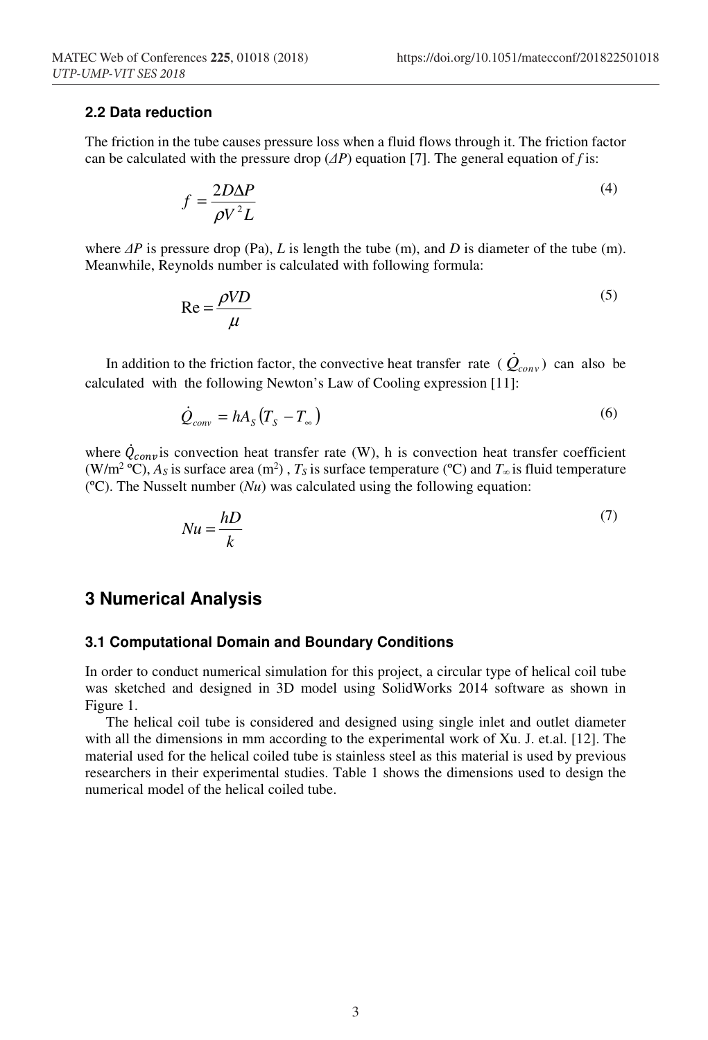### 2.2 Data reduction

The friction in the tube causes pressure loss when a fluid flows through it. The friction factor can be calculated with the pressure drop ($\Delta P$) equation [7]. The general equation of $f$ is:

$$f = \frac{2D\Delta P}{\rho V^2 L} \tag{4}$$

where $\Delta P$ is pressure drop (Pa), $L$ is length the tube (m), and $D$ is diameter of the tube (m). Meanwhile, Reynolds number is calculated with following formula:

$$\mathrm{Re} = \frac{\rho VD}{\mu} \tag{5}$$

In addition to the friction factor, the convective heat transfer rate ( $\dot{Q}_{conv}$ ) can also be calculated with the following Newton's Law of Cooling expression [11]:

$$\dot{Q}_{conv} = hA_S\left(T_S - T_\infty\right) \tag{6}$$

where $\dot{Q}_{conv}$ is convection heat transfer rate (W), h is convection heat transfer coefficient (W/m$^2$ ºC), $A_S$ is surface area (m$^2$) , $T_S$ is surface temperature (ºC) and $T_\infty$ is fluid temperature (ºC). The Nusselt number ($Nu$) was calculated using the following equation:

$$Nu = \frac{hD}{k} \tag{7}$$

## 3 Numerical Analysis

### 3.1 Computational Domain and Boundary Conditions

In order to conduct numerical simulation for this project, a circular type of helical coil tube was sketched and designed in 3D model using SolidWorks 2014 software as shown in Figure 1.

The helical coil tube is considered and designed using single inlet and outlet diameter with all the dimensions in mm according to the experimental work of Xu. J. et.al. [12]. The material used for the helical coiled tube is stainless steel as this material is used by previous researchers in their experimental studies. Table 1 shows the dimensions used to design the numerical model of the helical coiled tube.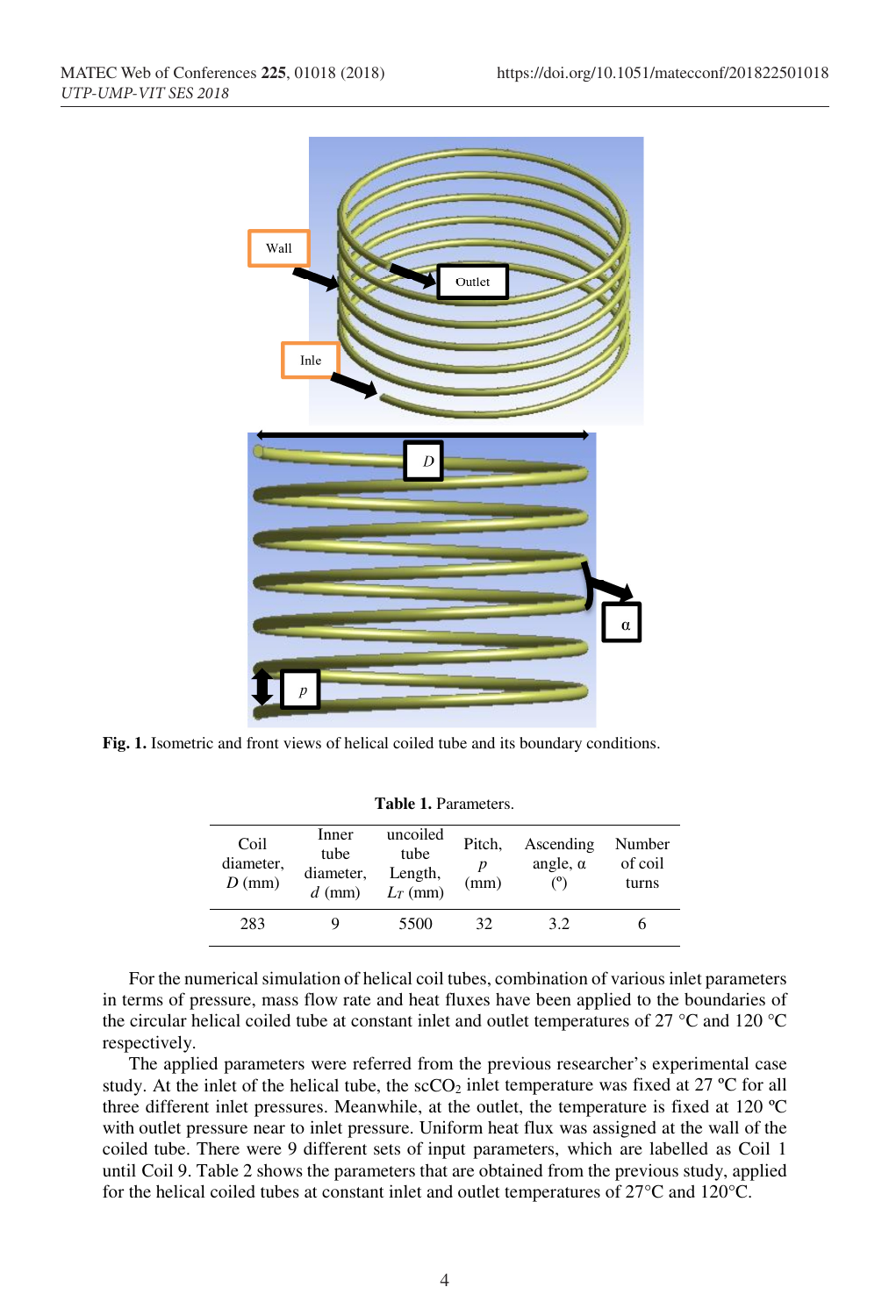Fig. 1. Isometric and front views of helical coiled tube and its boundary conditions.

**Table 1.** Parameters.

| Coil diameter, $D$ (mm) | Inner tube diameter, $d$ (mm) | uncoiled tube Length, $L_T$ (mm) | Pitch, $p$ (mm) | Ascending angle, α (°) | Number of coil turns |
|---|---|---|---|---|---|
| 283 | 9 | 5500 | 32 | 3.2 | 6 |

For the numerical simulation of helical coil tubes, combination of various inlet parameters in terms of pressure, mass flow rate and heat fluxes have been applied to the boundaries of the circular helical coiled tube at constant inlet and outlet temperatures of 27 °C and 120 °C respectively.

The applied parameters were referred from the previous researcher's experimental case study. At the inlet of the helical tube, the $scCO_2$ inlet temperature was fixed at 27 ºC for all three different inlet pressures. Meanwhile, at the outlet, the temperature is fixed at 120 ºC with outlet pressure near to inlet pressure. Uniform heat flux was assigned at the wall of the coiled tube. There were 9 different sets of input parameters, which are labelled as Coil 1 until Coil 9. Table 2 shows the parameters that are obtained from the previous study, applied for the helical coiled tubes at constant inlet and outlet temperatures of 27°C and 120°C.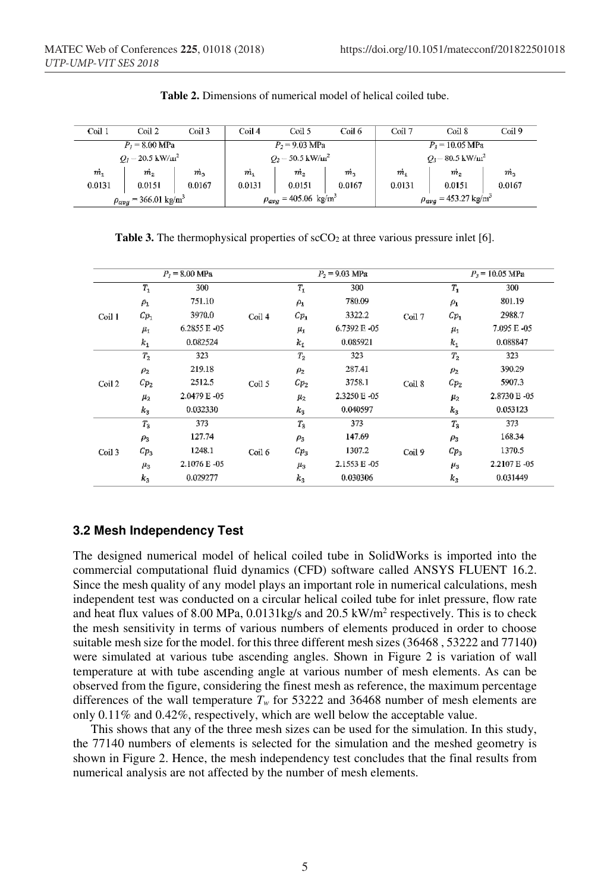**Table 2.** Dimensions of numerical model of helical coiled tube.

| Coil 1 | Coil 2 | Coil 3 | Coil 4 | Coil 5 | Coil 6 | Coil 7 | Coil 8 | Coil 9 |
|---|---|---|---|---|---|---|---|---|
| $P_1$ = 8.00 MPa | | | $P_2$ = 9.03 MPa | | | $P_3$ = 10.05 MPa | | |
| $Q_1$ = 20.5 kW/m$^2$ | | | $Q_2$ = 50.5 kW/m$^2$ | | | $Q_3$ = 80.5 kW/m$^2$ | | |
| $\dot{m}_1$ | $\dot{m}_2$ | $\dot{m}_3$ | $\dot{m}_1$ | $\dot{m}_2$ | $\dot{m}_3$ | $\dot{m}_1$ | $\dot{m}_2$ | $\dot{m}_3$ |
| 0.0131 | 0.0151 | 0.0167 | 0.0131 | 0.0151 | 0.0167 | 0.0131 | 0.0151 | 0.0167 |
| $\rho_{avg}$ = 366.01 kg/m$^3$ | | | $\rho_{avg}$ = 405.06 kg/m$^3$ | | | $\rho_{avg}$ = 453.27 kg/m$^3$ | | |

**Table 3.** The thermophysical properties of $scCO_2$ at three various pressure inlet [6].

| $P_1$ = 8.00 MPa | | | $P_2$ = 9.03 MPa | | | $P_3$ = 10.05 MPa | | |
|---|---|---|---|---|---|---|---|---|
| Coil 1 | $T_1$ | 300 | Coil 4 | $T_1$ | 300 | Coil 7 | $T_1$ | 300 |
| | $\rho_1$ | 751.10 | | $\rho_1$ | 780.09 | | $\rho_1$ | 801.19 |
| | $Cp_1$ | 3970.0 | | $Cp_1$ | 3322.2 | | $Cp_1$ | 2988.7 |
| | $\mu_1$ | 6.2855 E -05 | | $\mu_1$ | 6.7392 E -05 | | $\mu_1$ | 7.095 E -05 |
| | $k_1$ | 0.082524 | | $k_1$ | 0.085921 | | $k_1$ | 0.088847 |
| Coil 2 | $T_2$ | 323 | Coil 5 | $T_2$ | 323 | Coil 8 | $T_2$ | 323 |
| | $\rho_2$ | 219.18 | | $\rho_2$ | 287.41 | | $\rho_2$ | 390.29 |
| | $Cp_2$ | 2512.5 | | $Cp_2$ | 3758.1 | | $Cp_2$ | 5907.3 |
| | $\mu_2$ | 2.0479 E -05 | | $\mu_2$ | 2.3250 E -05 | | $\mu_2$ | 2.8730 E -05 |
| | $k_3$ | 0.032330 | | $k_3$ | 0.040597 | | $k_3$ | 0.053123 |
| Coil 3 | $T_3$ | 373 | Coil 6 | $T_3$ | 373 | Coil 9 | $T_3$ | 373 |
| | $\rho_3$ | 127.74 | | $\rho_3$ | 147.69 | | $\rho_3$ | 168.34 |
| | $Cp_3$ | 1248.1 | | $Cp_3$ | 1307.2 | | $Cp_3$ | 1370.5 |
| | $\mu_3$ | 2.1076 E -05 | | $\mu_3$ | 2.1553 E -05 | | $\mu_3$ | 2.2107 E -05 |
| | $k_3$ | 0.029277 | | $k_3$ | 0.030306 | | $k_3$ | 0.031449 |

### 3.2 Mesh Independency Test

The designed numerical model of helical coiled tube in SolidWorks is imported into the commercial computational fluid dynamics (CFD) software called ANSYS FLUENT 16.2. Since the mesh quality of any model plays an important role in numerical calculations, mesh independent test was conducted on a circular helical coiled tube for inlet pressure, flow rate and heat flux values of 8.00 MPa, 0.0131kg/s and 20.5 kW/m$^2$ respectively. This is to check the mesh sensitivity in terms of various numbers of elements produced in order to choose suitable mesh size for the model. for this three different mesh sizes (36468 , 53222 and 77140) were simulated at various tube ascending angles. Shown in Figure 2 is variation of wall temperature at with tube ascending angle at various number of mesh elements. As can be observed from the figure, considering the finest mesh as reference, the maximum percentage differences of the wall temperature $T_w$ for 53222 and 36468 number of mesh elements are only 0.11% and 0.42%, respectively, which are well below the acceptable value.

This shows that any of the three mesh sizes can be used for the simulation. In this study, the 77140 numbers of elements is selected for the simulation and the meshed geometry is shown in Figure 2. Hence, the mesh independency test concludes that the final results from numerical analysis are not affected by the number of mesh elements.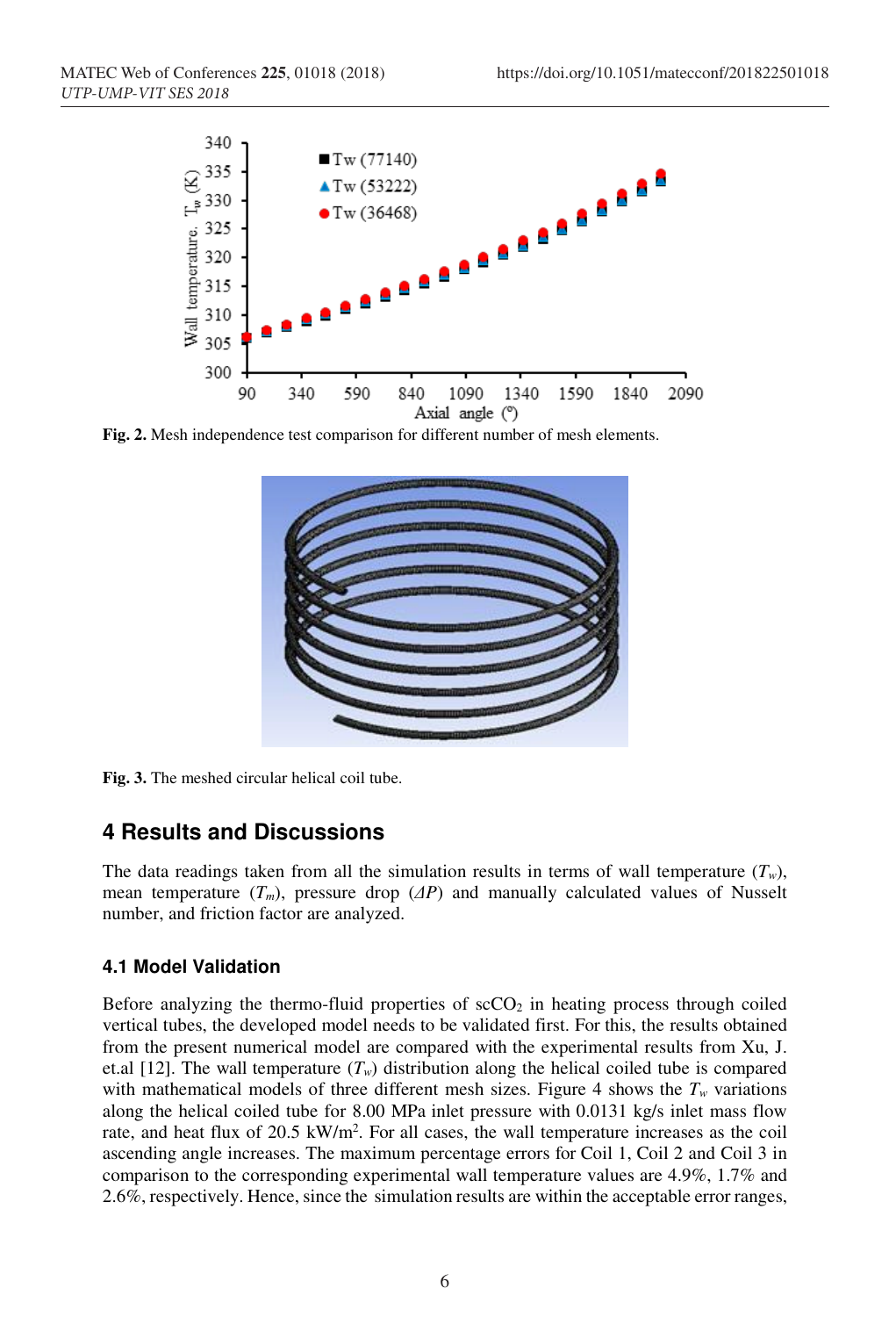Fig. 2. Mesh independence test comparison for different number of mesh elements.

Fig. 3. The meshed circular helical coil tube.

## 4 Results and Discussions

The data readings taken from all the simulation results in terms of wall temperature ($T_w$), mean temperature ($T_m$), pressure drop ($\Delta P$) and manually calculated values of Nusselt number, and friction factor are analyzed.

### 4.1 Model Validation

Before analyzing the thermo-fluid properties of $scCO_2$ in heating process through coiled vertical tubes, the developed model needs to be validated first. For this, the results obtained from the present numerical model are compared with the experimental results from Xu, J. et.al [12]. The wall temperature ($T_w$) distribution along the helical coiled tube is compared with mathematical models of three different mesh sizes. Figure 4 shows the $T_w$ variations along the helical coiled tube for 8.00 MPa inlet pressure with 0.0131 kg/s inlet mass flow rate, and heat flux of 20.5 kW/m$^2$. For all cases, the wall temperature increases as the coil ascending angle increases. The maximum percentage errors for Coil 1, Coil 2 and Coil 3 in comparison to the corresponding experimental wall temperature values are 4.9%, 1.7% and 2.6%, respectively. Hence, since the simulation results are within the acceptable error ranges,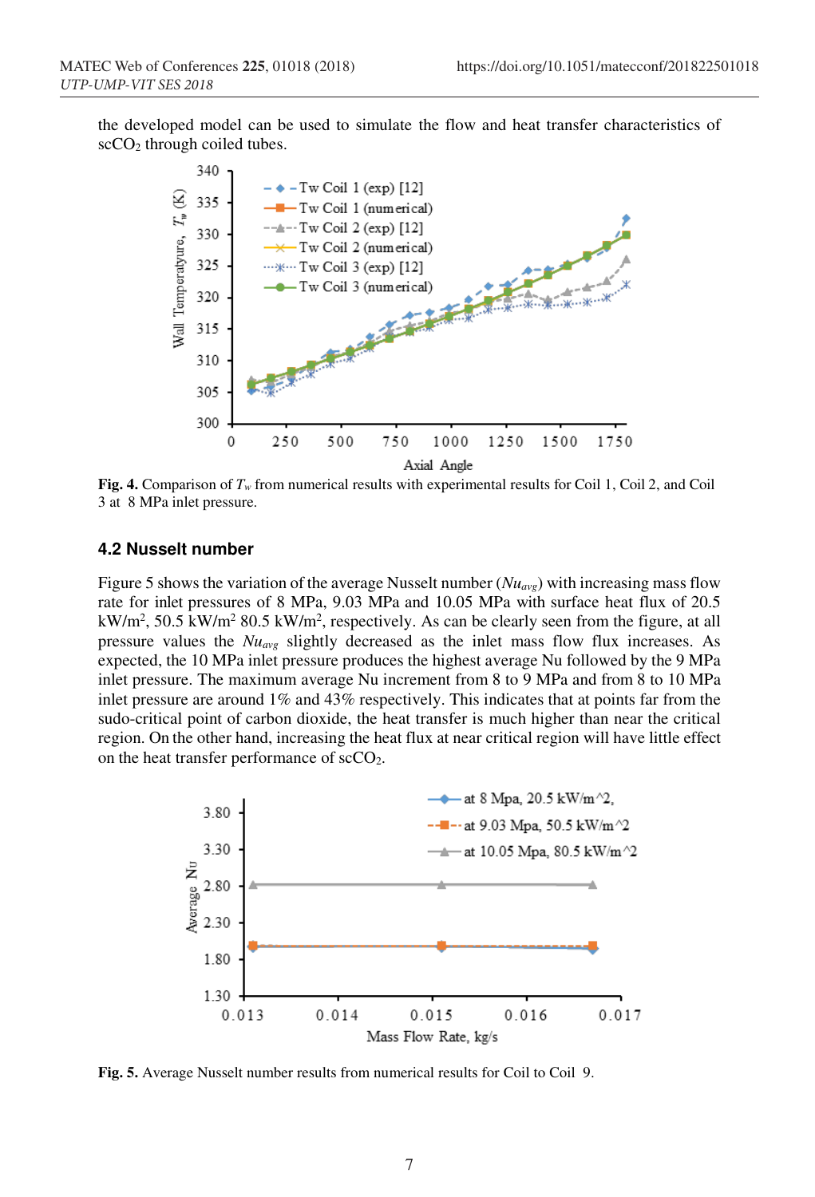the developed model can be used to simulate the flow and heat transfer characteristics of $scCO_2$ through coiled tubes.

**Fig. 4.** Comparison of $T_w$ from numerical results with experimental results for Coil 1, Coil 2, and Coil 3 at 8 MPa inlet pressure.

### 4.2 Nusselt number

Figure 5 shows the variation of the average Nusselt number ($Nu_{avg}$) with increasing mass flow rate for inlet pressures of 8 MPa, 9.03 MPa and 10.05 MPa with surface heat flux of 20.5 kW/m$^2$, 50.5 kW/m$^2$ 80.5 kW/m$^2$, respectively. As can be clearly seen from the figure, at all pressure values the $Nu_{avg}$ slightly decreased as the inlet mass flow flux increases. As expected, the 10 MPa inlet pressure produces the highest average Nu followed by the 9 MPa inlet pressure. The maximum average Nu increment from 8 to 9 MPa and from 8 to 10 MPa inlet pressure are around 1% and 43% respectively. This indicates that at points far from the sudo-critical point of carbon dioxide, the heat transfer is much higher than near the critical region. On the other hand, increasing the heat flux at near critical region will have little effect on the heat transfer performance of $scCO_2$.

**Fig. 5.** Average Nusselt number results from numerical results for Coil to Coil 9.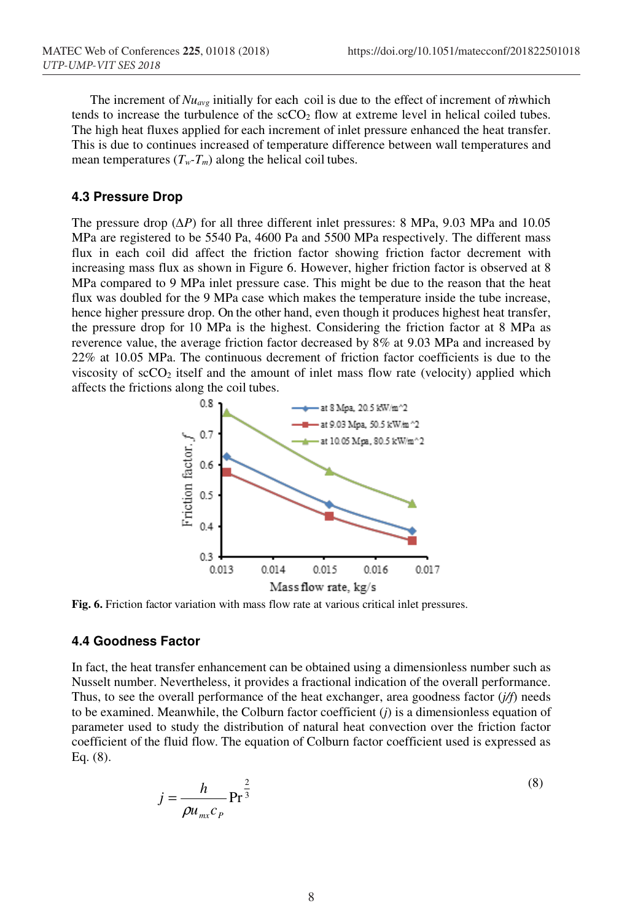The increment of $Nu_{avg}$ initially for each coil is due to the effect of increment of $\dot{m}$which tends to increase the turbulence of the $scCO_2$ flow at extreme level in helical coiled tubes. The high heat fluxes applied for each increment of inlet pressure enhanced the heat transfer. This is due to continues increased of temperature difference between wall temperatures and mean temperatures ($T_w$-$T_m$) along the helical coil tubes.

### 4.3 Pressure Drop

The pressure drop ($\Delta P$) for all three different inlet pressures: 8 MPa, 9.03 MPa and 10.05 MPa are registered to be 5540 Pa, 4600 Pa and 5500 MPa respectively. The different mass flux in each coil did affect the friction factor showing friction factor decrement with increasing mass flux as shown in Figure 6. However, higher friction factor is observed at 8 MPa compared to 9 MPa inlet pressure case. This might be due to the reason that the heat flux was doubled for the 9 MPa case which makes the temperature inside the tube increase, hence higher pressure drop. On the other hand, even though it produces highest heat transfer, the pressure drop for 10 MPa is the highest. Considering the friction factor at 8 MPa as reverence value, the average friction factor decreased by 8% at 9.03 MPa and increased by 22% at 10.05 MPa. The continuous decrement of friction factor coefficients is due to the viscosity of $scCO_2$ itself and the amount of inlet mass flow rate (velocity) applied which affects the frictions along the coil tubes.

**Fig. 6.** Friction factor variation with mass flow rate at various critical inlet pressures.

### 4.4 Goodness Factor

In fact, the heat transfer enhancement can be obtained using a dimensionless number such as Nusselt number. Nevertheless, it provides a fractional indication of the overall performance. Thus, to see the overall performance of the heat exchanger, area goodness factor ($j/f$) needs to be examined. Meanwhile, the Colburn factor coefficient ($j$) is a dimensionless equation of parameter used to study the distribution of natural heat convection over the friction factor coefficient of the fluid flow. The equation of Colburn factor coefficient used is expressed as Eq. (8).

$$j = \frac{h}{\rho u_{mx} c_P} \mathrm{Pr}^{\frac{2}{3}} \tag{8}$$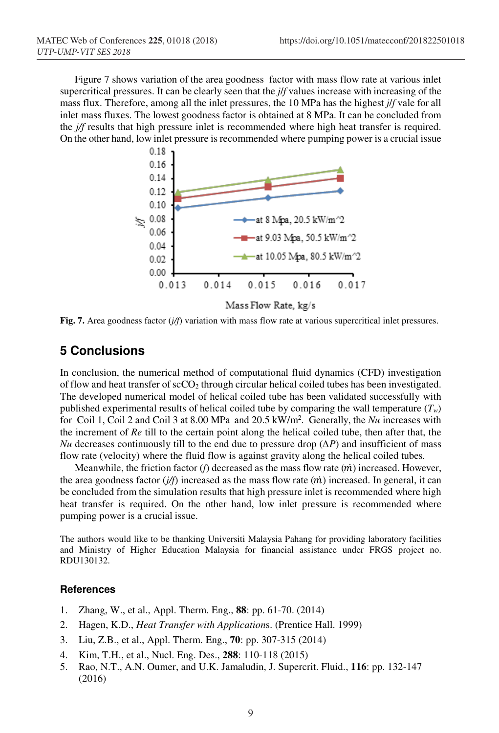Figure 7 shows variation of the area goodness factor with mass flow rate at various inlet supercritical pressures. It can be clearly seen that the *j/f* values increase with increasing of the mass flux. Therefore, among all the inlet pressures, the 10 MPa has the highest *j/f* vale for all inlet mass fluxes. The lowest goodness factor is obtained at 8 MPa. It can be concluded from the *j/f* results that high pressure inlet is recommended where high heat transfer is required. On the other hand, low inlet pressure is recommended where pumping power is a crucial issue

**Fig. 7.** Area goodness factor (*j/f*) variation with mass flow rate at various supercritical inlet pressures.

## 5 Conclusions

In conclusion, the numerical method of computational fluid dynamics (CFD) investigation of flow and heat transfer of $scCO_2$ through circular helical coiled tubes has been investigated. The developed numerical model of helical coiled tube has been validated successfully with published experimental results of helical coiled tube by comparing the wall temperature ($T_w$) for Coil 1, Coil 2 and Coil 3 at 8.00 MPa and 20.5 kW/m$^2$. Generally, the *Nu* increases with the increment of *Re* till to the certain point along the helical coiled tube, then after that, the *Nu* decreases continuously till to the end due to pressure drop ($\Delta P$) and insufficient of mass flow rate (velocity) where the fluid flow is against gravity along the helical coiled tubes.

Meanwhile, the friction factor ($f$) decreased as the mass flow rate ($\dot{m}$) increased. However, the area goodness factor ($j/f$) increased as the mass flow rate ($\dot{m}$) increased. In general, it can be concluded from the simulation results that high pressure inlet is recommended where high heat transfer is required. On the other hand, low inlet pressure is recommended where pumping power is a crucial issue.

The authors would like to be thanking Universiti Malaysia Pahang for providing laboratory facilities and Ministry of Higher Education Malaysia for financial assistance under FRGS project no. RDU130132.

### References

1. Zhang, W., et al., Appl. Therm. Eng., **88**: pp. 61-70. (2014)
2. Hagen, K.D., *Heat Transfer with Applications*. (Prentice Hall. 1999)
3. Liu, Z.B., et al., Appl. Therm. Eng., **70**: pp. 307-315 (2014)
4. Kim, T.H., et al., Nucl. Eng. Des., **288**: 110-118 (2015)
5. Rao, N.T., A.N. Oumer, and U.K. Jamaludin, J. Supercrit. Fluid., **116**: pp. 132-147 (2016)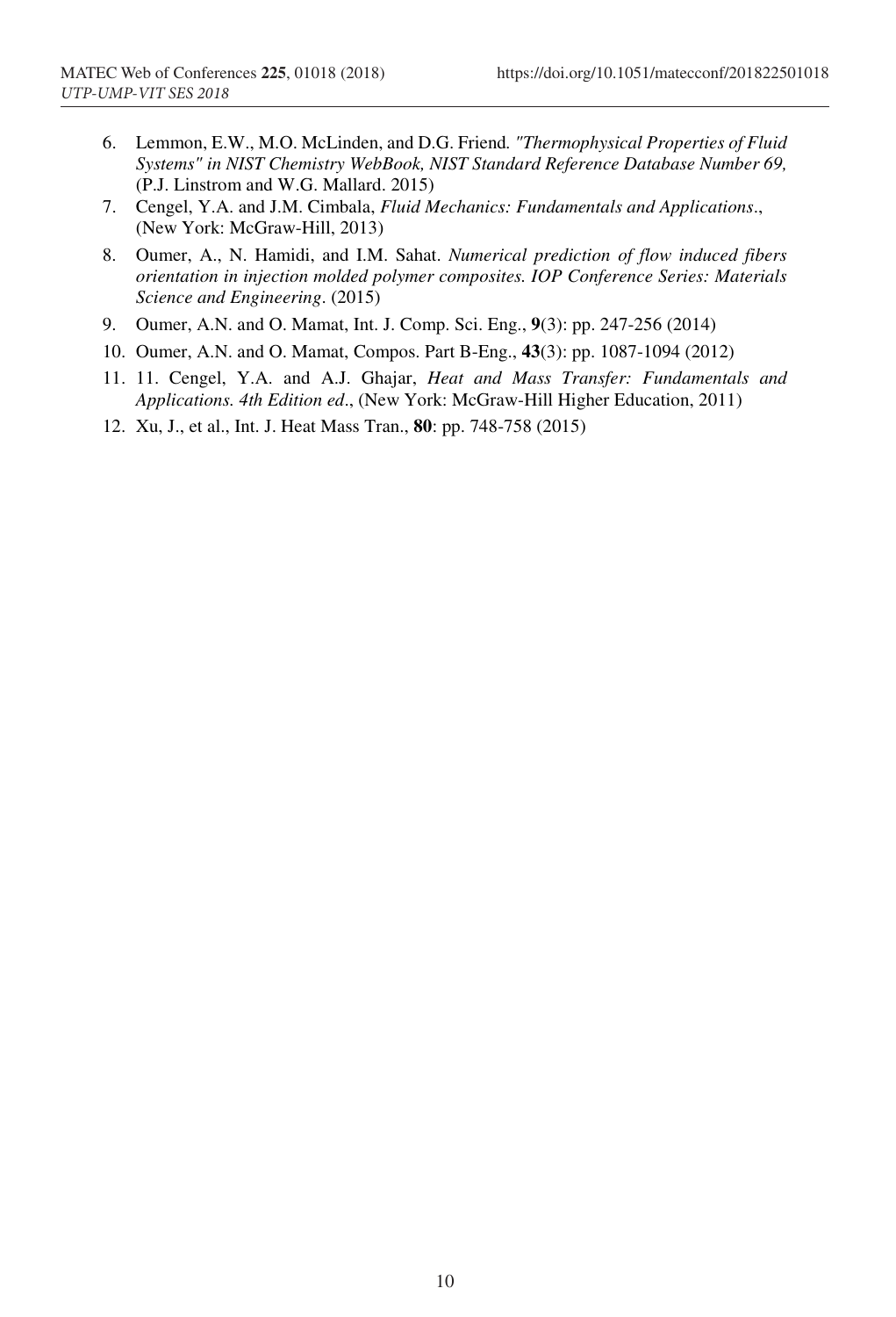6. Lemmon, E.W., M.O. McLinden, and D.G. Friend. *"Thermophysical Properties of Fluid Systems" in NIST Chemistry WebBook, NIST Standard Reference Database Number 69,* (P.J. Linstrom and W.G. Mallard. 2015)
7. Cengel, Y.A. and J.M. Cimbala, *Fluid Mechanics: Fundamentals and Applications*., (New York: McGraw-Hill, 2013)
8. Oumer, A., N. Hamidi, and I.M. Sahat. *Numerical prediction of flow induced fibers orientation in injection molded polymer composites. IOP Conference Series: Materials Science and Engineering*. (2015)
9. Oumer, A.N. and O. Mamat, Int. J. Comp. Sci. Eng., **9**(3): pp. 247-256 (2014)
10. Oumer, A.N. and O. Mamat, Compos. Part B-Eng., **43**(3): pp. 1087-1094 (2012)
11. 11. Cengel, Y.A. and A.J. Ghajar, *Heat and Mass Transfer: Fundamentals and Applications. 4th Edition ed*., (New York: McGraw-Hill Higher Education, 2011)
12. Xu, J., et al., Int. J. Heat Mass Tran., **80**: pp. 748-758 (2015)